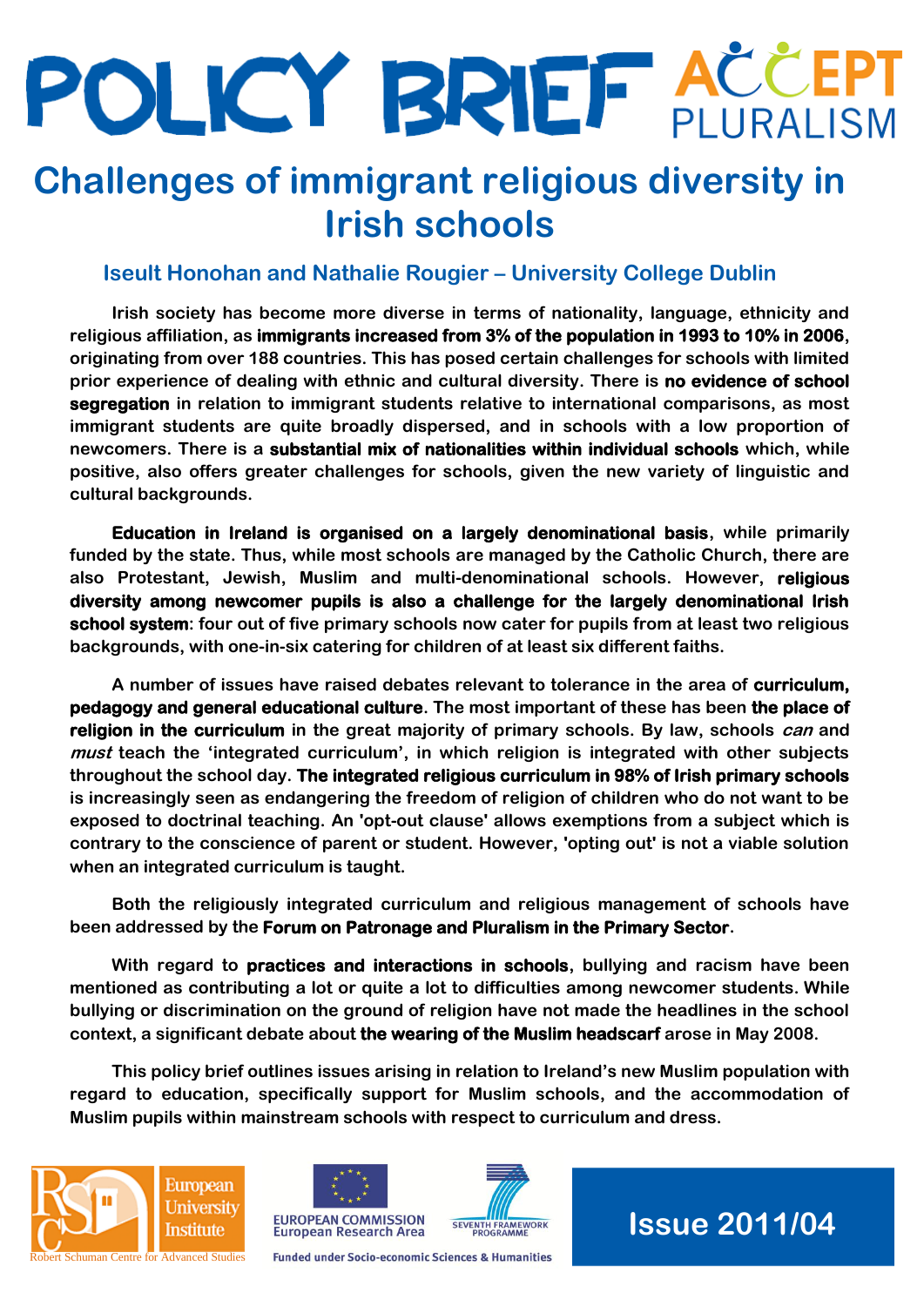# POLICY BRIEF

ACCEPT PLURALISM

## Challenges of immigrant religious diversity in Irish schools

### Iseult Honohan and Nathalie Rougier – University College Dublin

Irish society has become more diverse in terms of nationality, language, ethnicity and religious affiliation, as **immigrants increased from 3% of the population in 1993 to 10% in 2006**, originating from over 188 countries. This has posed certain challenges for schools with limited prior experience of dealing with ethnic and cultural diversity. There is **no evidence of school segregation** in relation to immigrant students relative to international comparisons, as most immigrant students are quite broadly dispersed, and in schools with a low proportion of newcomers. There is a **substantial mix of nationalities within individual schools** which, while positive, also offers greater challenges for schools, given the new variety of linguistic and cultural backgrounds.

**Education in Ireland is organised on a largely denominational basis**, while primarily funded by the state. Thus, while most schools are managed by the Catholic Church, there are also Protestant, Jewish, Muslim and multi-denominational schools. However, **religious diversity among newcomer pupils is also a challenge for the largely denominational Irish school system**: four out of five primary schools now cater for pupils from at least two religious backgrounds, with one-in-six catering for children of at least six different faiths.

A number of issues have raised debates relevant to tolerance in the area of **curriculum, pedagogy and general educational culture**. The most important of these has been **the place of religion in the curriculum** in the great majority of primary schools. By law, schools *can* and *must* teach the 'integrated curriculum', in which religion is integrated with other subjects throughout the school day. **The integrated religious curriculum in 98% of Irish primary schools** is increasingly seen as endangering the freedom of religion of children who do not want to be exposed to doctrinal teaching. An 'opt-out clause' allows exemptions from a subject which is contrary to the conscience of parent or student. However, 'opting out' is not a viable solution when an integrated curriculum is taught.

Both the religiously integrated curriculum and religious management of schools have been addressed by the **Forum on Patronage and Pluralism in the Primary Sector**.

With regard to **practices and interactions in schools**, bullying and racism have been mentioned as contributing a lot or quite a lot to difficulties among newcomer students. While bullying or discrimination on the ground of religion have not made the headlines in the school context, a significant debate about **the wearing of the Muslim headscarf** arose in May 2008.

This policy brief outlines issues arising in relation to Ireland's new Muslim population with regard to education, specifically support for Muslim schools, and the accommodation of Muslim pupils within mainstream schools with respect to curriculum and dress.

European University Institute – Robert Schuman Centre for Advanced Studies

EUROPEAN COMMISSION – European Research Area

SEVENTH FRAMEWORK PROGRAMME

Funded under Socio-economic Sciences & Humanities

Issue 2011/04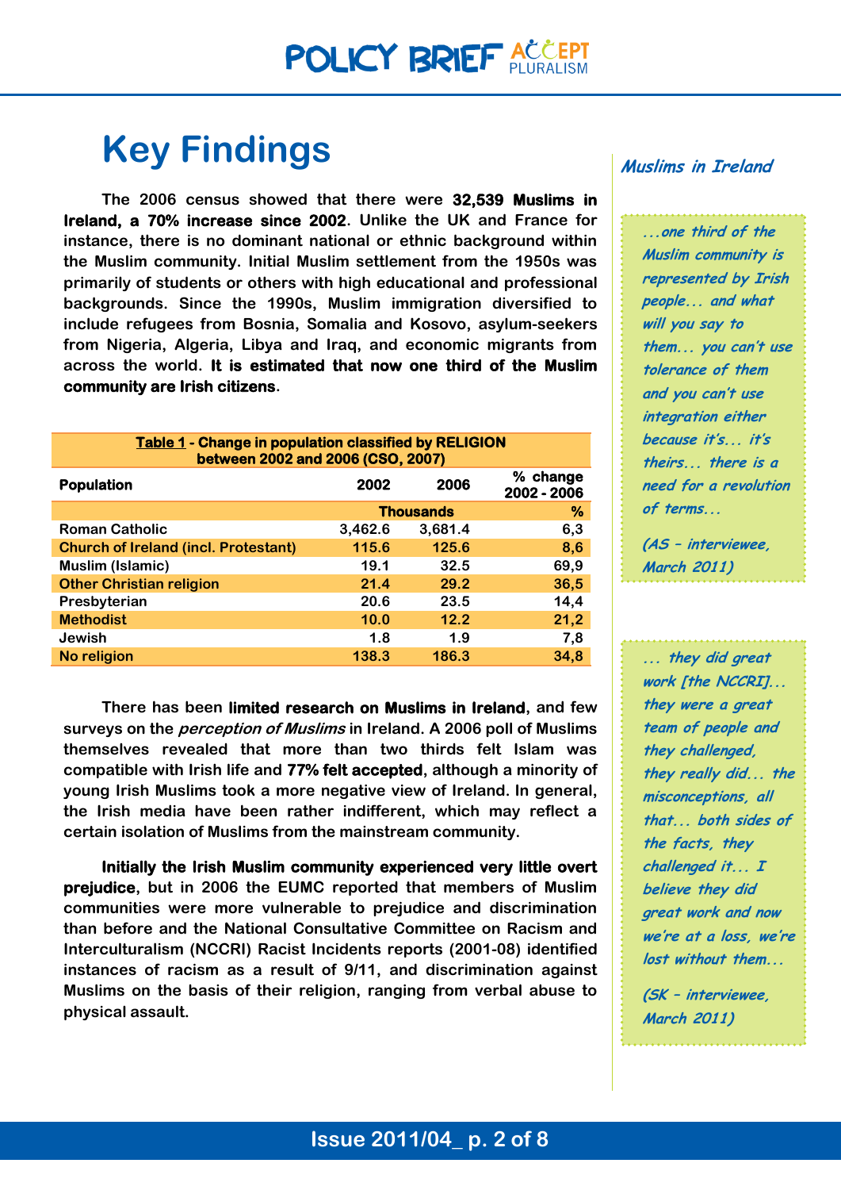# Key Findings

The 2006 census showed that there were **32,539 Muslims in Ireland, a 70% increase since 2002**. Unlike the UK and France for instance, there is no dominant national or ethnic background within the Muslim community. Initial Muslim settlement from the 1950s was primarily of students or others with high educational and professional backgrounds. Since the 1990s, Muslim immigration diversified to include refugees from Bosnia, Somalia and Kosovo, asylum-seekers from Nigeria, Algeria, Libya and Iraq, and economic migrants from across the world. **It is estimated that now one third of the Muslim community are Irish citizens**.

**Table 1 - Change in population classified by RELIGION between 2002 and 2006 (CSO, 2007)**

| Population | 2002 | 2006 | % change 2002 - 2006 |
|---|---|---|---|
| | Thousands | | % |
| Roman Catholic | 3,462.6 | 3,681.4 | 6,3 |
| Church of Ireland (incl. Protestant) | 115.6 | 125.6 | 8,6 |
| Muslim (Islamic) | 19.1 | 32.5 | 69,9 |
| Other Christian religion | 21.4 | 29.2 | 36,5 |
| Presbyterian | 20.6 | 23.5 | 14,4 |
| Methodist | 10.0 | 12.2 | 21,2 |
| Jewish | 1.8 | 1.9 | 7,8 |
| No religion | 138.3 | 186.3 | 34,8 |

There has been **limited research on Muslims in Ireland**, and few surveys on the *perception of Muslims* in Ireland. A 2006 poll of Muslims themselves revealed that more than two thirds felt Islam was compatible with Irish life and **77% felt accepted**, although a minority of young Irish Muslims took a more negative view of Ireland. In general, the Irish media have been rather indifferent, which may reflect a certain isolation of Muslims from the mainstream community.

**Initially the Irish Muslim community experienced very little overt prejudice**, but in 2006 the EUMC reported that members of Muslim communities were more vulnerable to prejudice and discrimination than before and the National Consultative Committee on Racism and Interculturalism (NCCRI) Racist Incidents reports (2001-08) identified instances of racism as a result of 9/11, and discrimination against Muslims on the basis of their religion, ranging from verbal abuse to physical assault.

### *Muslims in Ireland*

*...one third of the Muslim community is represented by Irish people... and what will you say to them... you can't use tolerance of them and you can't use integration either because it's... it's theirs... there is a need for a revolution of terms...*

*(AS – interviewee, March 2011)*

*... they did great work [the NCCRI]... they were a great team of people and they challenged, they really did... the misconceptions, all that... both sides of the facts, they challenged it... I believe they did great work and now we're at a loss, we're lost without them...*

*(SK – interviewee, March 2011)*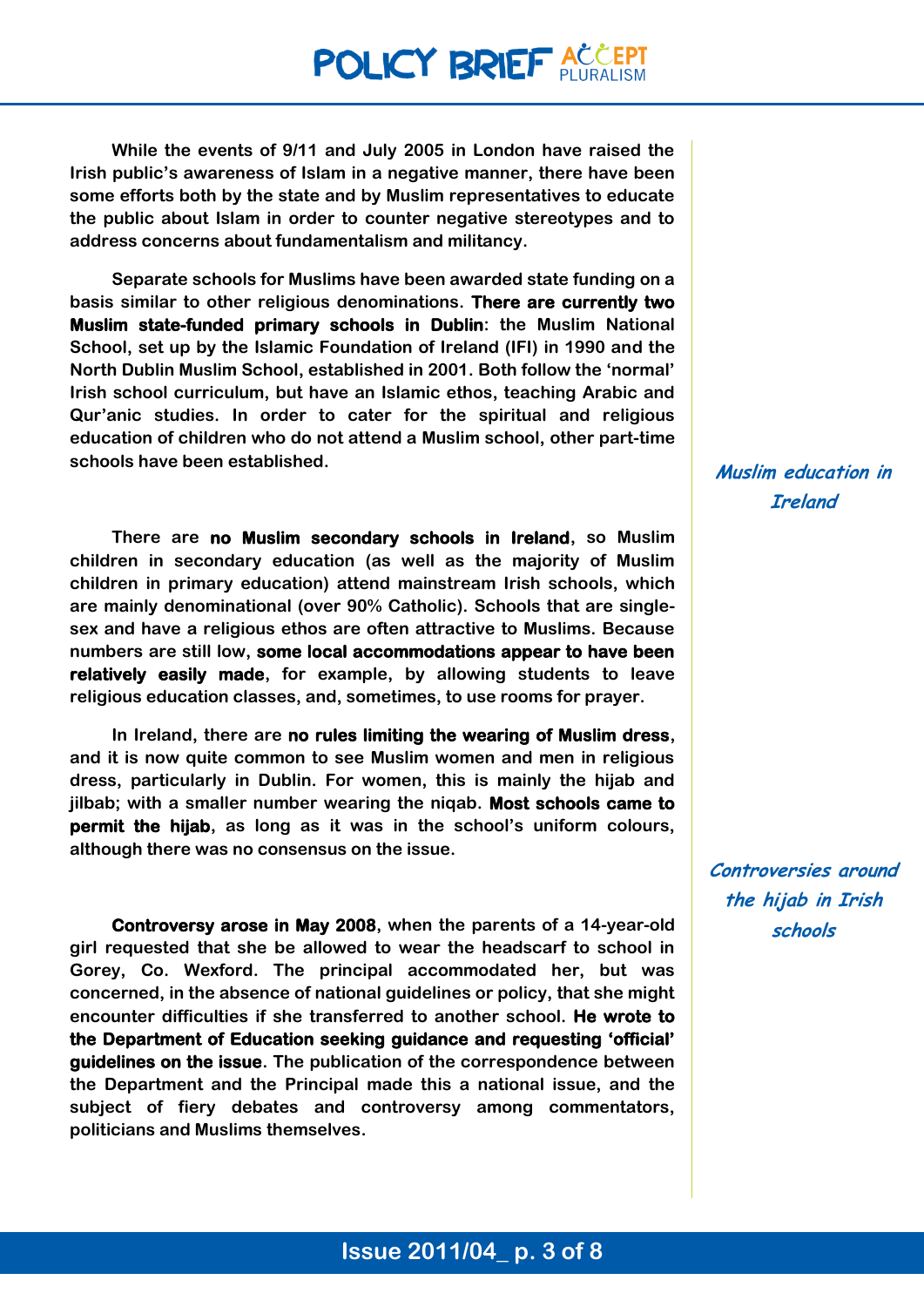While the events of 9/11 and July 2005 in London have raised the Irish public's awareness of Islam in a negative manner, there have been some efforts both by the state and by Muslim representatives to educate the public about Islam in order to counter negative stereotypes and to address concerns about fundamentalism and militancy.

## *Muslim education in Ireland*

Separate schools for Muslims have been awarded state funding on a basis similar to other religious denominations. **There are currently two Muslim state-funded primary schools in Dublin**: the Muslim National School, set up by the Islamic Foundation of Ireland (IFI) in 1990 and the North Dublin Muslim School, established in 2001. Both follow the 'normal' Irish school curriculum, but have an Islamic ethos, teaching Arabic and Qur'anic studies. In order to cater for the spiritual and religious education of children who do not attend a Muslim school, other part-time schools have been established.

There are **no Muslim secondary schools in Ireland**, so Muslim children in secondary education (as well as the majority of Muslim children in primary education) attend mainstream Irish schools, which are mainly denominational (over 90% Catholic). Schools that are single-sex and have a religious ethos are often attractive to Muslims. Because numbers are still low, **some local accommodations appear to have been relatively easily made**, for example, by allowing students to leave religious education classes, and, sometimes, to use rooms for prayer.

In Ireland, there are **no rules limiting the wearing of Muslim dress**, and it is now quite common to see Muslim women and men in religious dress, particularly in Dublin. For women, this is mainly the hijab and jilbab; with a smaller number wearing the niqab. **Most schools came to permit the hijab**, as long as it was in the school's uniform colours, although there was no consensus on the issue.

## *Controversies around the hijab in Irish schools*

**Controversy arose in May 2008**, when the parents of a 14-year-old girl requested that she be allowed to wear the headscarf to school in Gorey, Co. Wexford. The principal accommodated her, but was concerned, in the absence of national guidelines or policy, that she might encounter difficulties if she transferred to another school. **He wrote to the Department of Education seeking guidance and requesting 'official' guidelines on the issue**. The publication of the correspondence between the Department and the Principal made this a national issue, and the subject of fiery debates and controversy among commentators, politicians and Muslims themselves.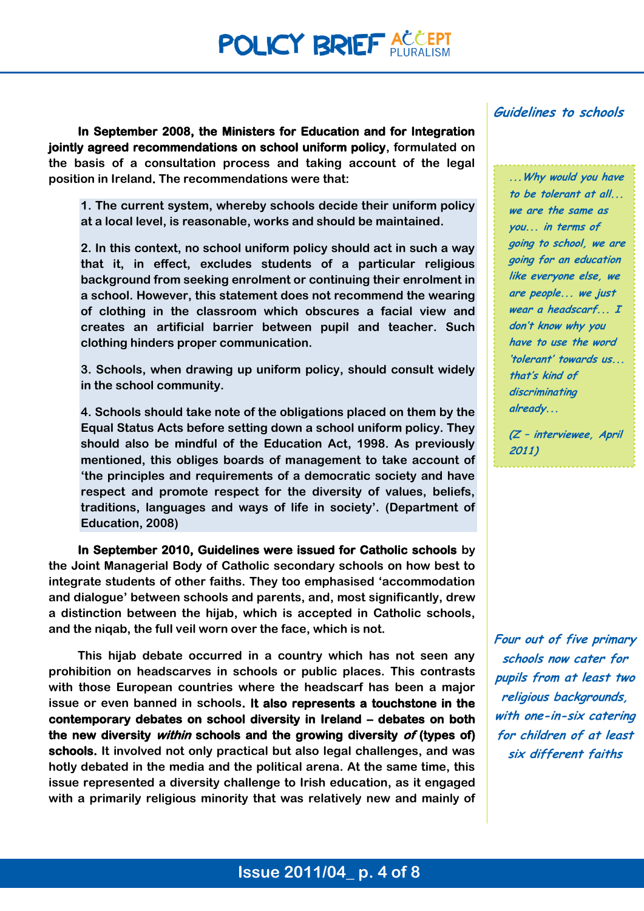**In September 2008, the Ministers for Education and for Integration jointly agreed recommendations on school uniform policy**, formulated on the basis of a consultation process and taking account of the legal position in Ireland. The recommendations were that:

> 1. The current system, whereby schools decide their uniform policy at a local level, is reasonable, works and should be maintained.
>
> 2. In this context, no school uniform policy should act in such a way that it, in effect, excludes students of a particular religious background from seeking enrolment or continuing their enrolment in a school. However, this statement does not recommend the wearing of clothing in the classroom which obscures a facial view and creates an artificial barrier between pupil and teacher. Such clothing hinders proper communication.
>
> 3. Schools, when drawing up uniform policy, should consult widely in the school community.
>
> 4. Schools should take note of the obligations placed on them by the Equal Status Acts before setting down a school uniform policy. They should also be mindful of the Education Act, 1998. As previously mentioned, this obliges boards of management to take account of 'the principles and requirements of a democratic society and have respect and promote respect for the diversity of values, beliefs, traditions, languages and ways of life in society'. (Department of Education, 2008)

**In September 2010, Guidelines were issued for Catholic schools** by the Joint Managerial Body of Catholic secondary schools on how best to integrate students of other faiths. They too emphasised 'accommodation and dialogue' between schools and parents, and, most significantly, drew a distinction between the hijab, which is accepted in Catholic schools, and the niqab, the full veil worn over the face, which is not.

This hijab debate occurred in a country which has not seen any prohibition on headscarves in schools or public places. This contrasts with those European countries where the headscarf has been a major issue or even banned in schools. **It also represents a touchstone in the contemporary debates on school diversity in Ireland – debates on both the new diversity *within* schools and the growing diversity *of* (types of) schools.** It involved not only practical but also legal challenges, and was hotly debated in the media and the political arena. At the same time, this issue represented a diversity challenge to Irish education, as it engaged with a primarily religious minority that was relatively new and mainly of

*Guidelines to schools*

> *...Why would you have to be tolerant at all... we are the same as you... in terms of going to school, we are going for an education like everyone else, we are people... we just wear a headscarf... I don't know why you have to use the word 'tolerant' towards us... that's kind of discriminating already...*
>
> *(Z – interviewee, April 2011)*

*Four out of five primary schools now cater for pupils from at least two religious backgrounds, with one-in-six catering for children of at least six different faiths*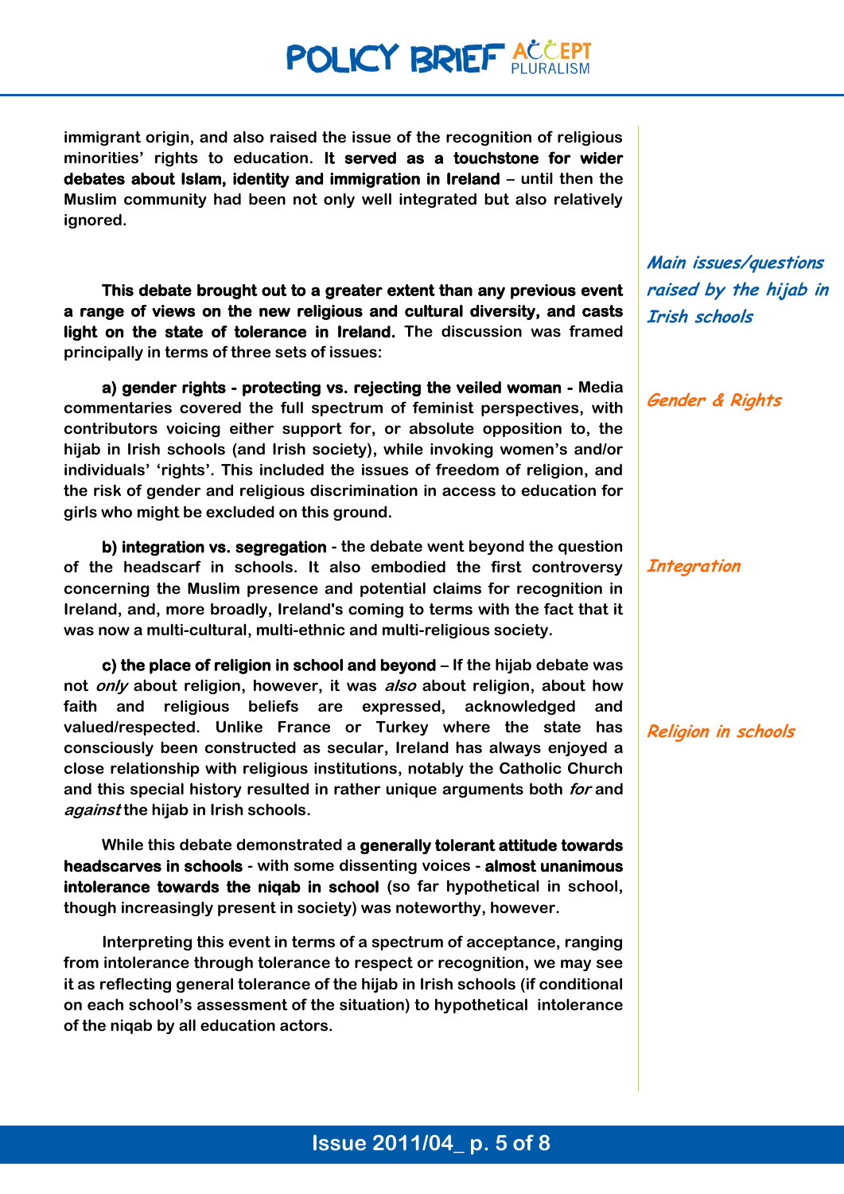immigrant origin, and also raised the issue of the recognition of religious minorities' rights to education. **It served as a touchstone for wider debates about Islam, identity and immigration in Ireland** – until then the Muslim community had been not only well integrated but also relatively ignored.

*Main issues/questions raised by the hijab in Irish schools*

**This debate brought out to a greater extent than any previous event a range of views on the new religious and cultural diversity, and casts light on the state of tolerance in Ireland.** The discussion was framed principally in terms of three sets of issues:

*Gender & Rights*

**a) gender rights - protecting vs. rejecting the veiled woman -** Media commentaries covered the full spectrum of feminist perspectives, with contributors voicing either support for, or absolute opposition to, the hijab in Irish schools (and Irish society), while invoking women's and/or individuals' 'rights'. This included the issues of freedom of religion, and the risk of gender and religious discrimination in access to education for girls who might be excluded on this ground.

*Integration*

**b) integration vs. segregation** - the debate went beyond the question of the headscarf in schools. It also embodied the first controversy concerning the Muslim presence and potential claims for recognition in Ireland, and, more broadly, Ireland's coming to terms with the fact that it was now a multi-cultural, multi-ethnic and multi-religious society.

*Religion in schools*

**c) the place of religion in school and beyond** – If the hijab debate was not *only* about religion, however, it was *also* about religion, about how faith and religious beliefs are expressed, acknowledged and valued/respected. Unlike France or Turkey where the state has consciously been constructed as secular, Ireland has always enjoyed a close relationship with religious institutions, notably the Catholic Church and this special history resulted in rather unique arguments both *for* and *against* the hijab in Irish schools.

While this debate demonstrated a **generally tolerant attitude towards headscarves in schools** - with some dissenting voices - **almost unanimous intolerance towards the niqab in school** (so far hypothetical in school, though increasingly present in society) was noteworthy, however.

Interpreting this event in terms of a spectrum of acceptance, ranging from intolerance through tolerance to respect or recognition, we may see it as reflecting general tolerance of the hijab in Irish schools (if conditional on each school's assessment of the situation) to hypothetical intolerance of the niqab by all education actors.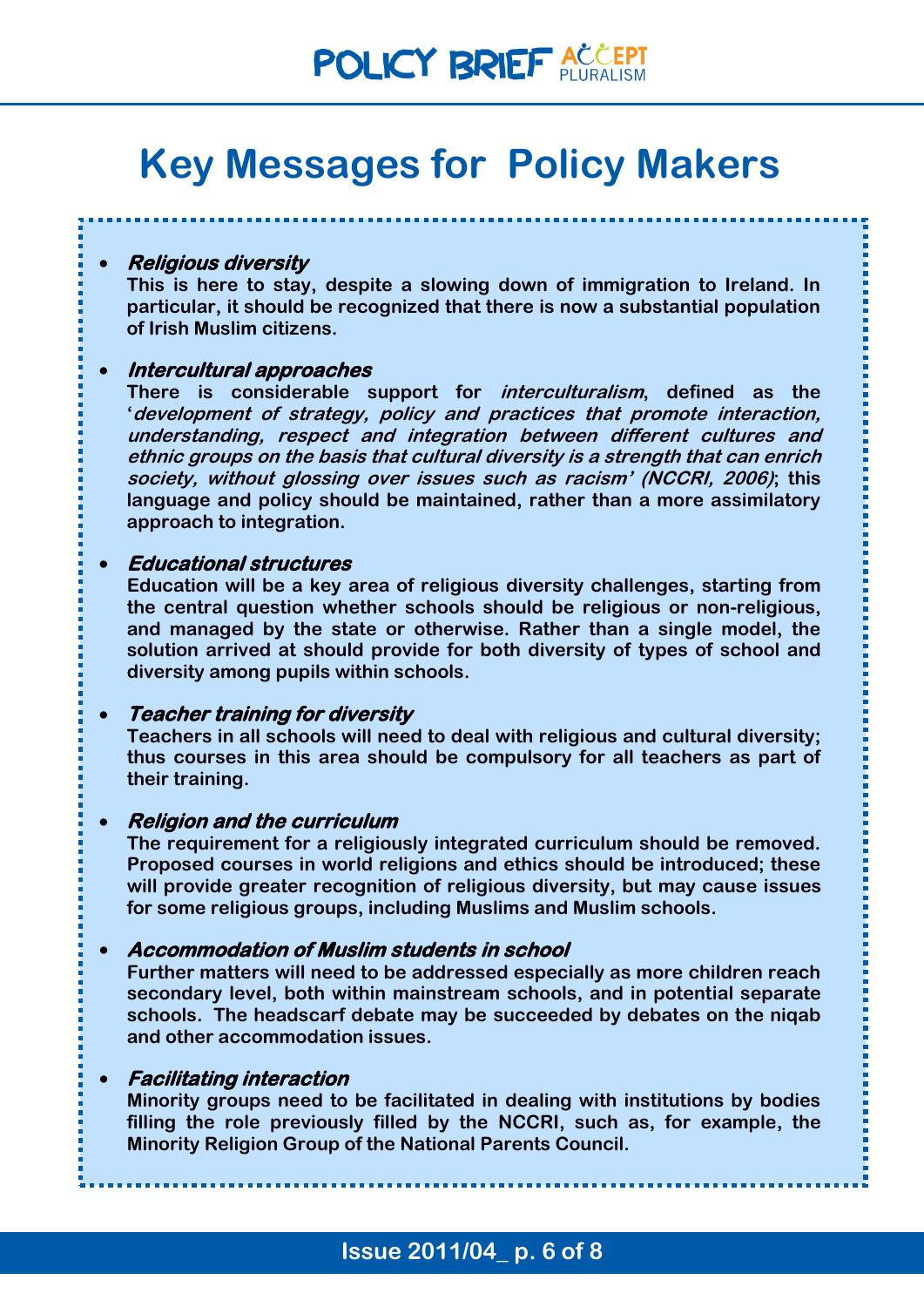# Key Messages for Policy Makers

- ***Religious diversity***
  **This is here to stay, despite a slowing down of immigration to Ireland. In particular, it should be recognized that there is now a substantial population of Irish Muslim citizens.**

- ***Intercultural approaches***
  **There is considerable support for *interculturalism*, defined as the '*development of strategy, policy and practices that promote interaction, understanding, respect and integration between different cultures and ethnic groups on the basis that cultural diversity is a strength that can enrich society, without glossing over issues such as racism' (NCCRI, 2006)*; this language and policy should be maintained, rather than a more assimilatory approach to integration.**

- ***Educational structures***
  **Education will be a key area of religious diversity challenges, starting from the central question whether schools should be religious or non-religious, and managed by the state or otherwise. Rather than a single model, the solution arrived at should provide for both diversity of types of school and diversity among pupils within schools.**

- ***Teacher training for diversity***
  **Teachers in all schools will need to deal with religious and cultural diversity; thus courses in this area should be compulsory for all teachers as part of their training.**

- ***Religion and the curriculum***
  **The requirement for a religiously integrated curriculum should be removed. Proposed courses in world religions and ethics should be introduced; these will provide greater recognition of religious diversity, but may cause issues for some religious groups, including Muslims and Muslim schools.**

- ***Accommodation of Muslim students in school***
  **Further matters will need to be addressed especially as more children reach secondary level, both within mainstream schools, and in potential separate schools. The headscarf debate may be succeeded by debates on the niqab and other accommodation issues.**

- ***Facilitating interaction***
  **Minority groups need to be facilitated in dealing with institutions by bodies filling the role previously filled by the NCCRI, such as, for example, the Minority Religion Group of the National Parents Council.**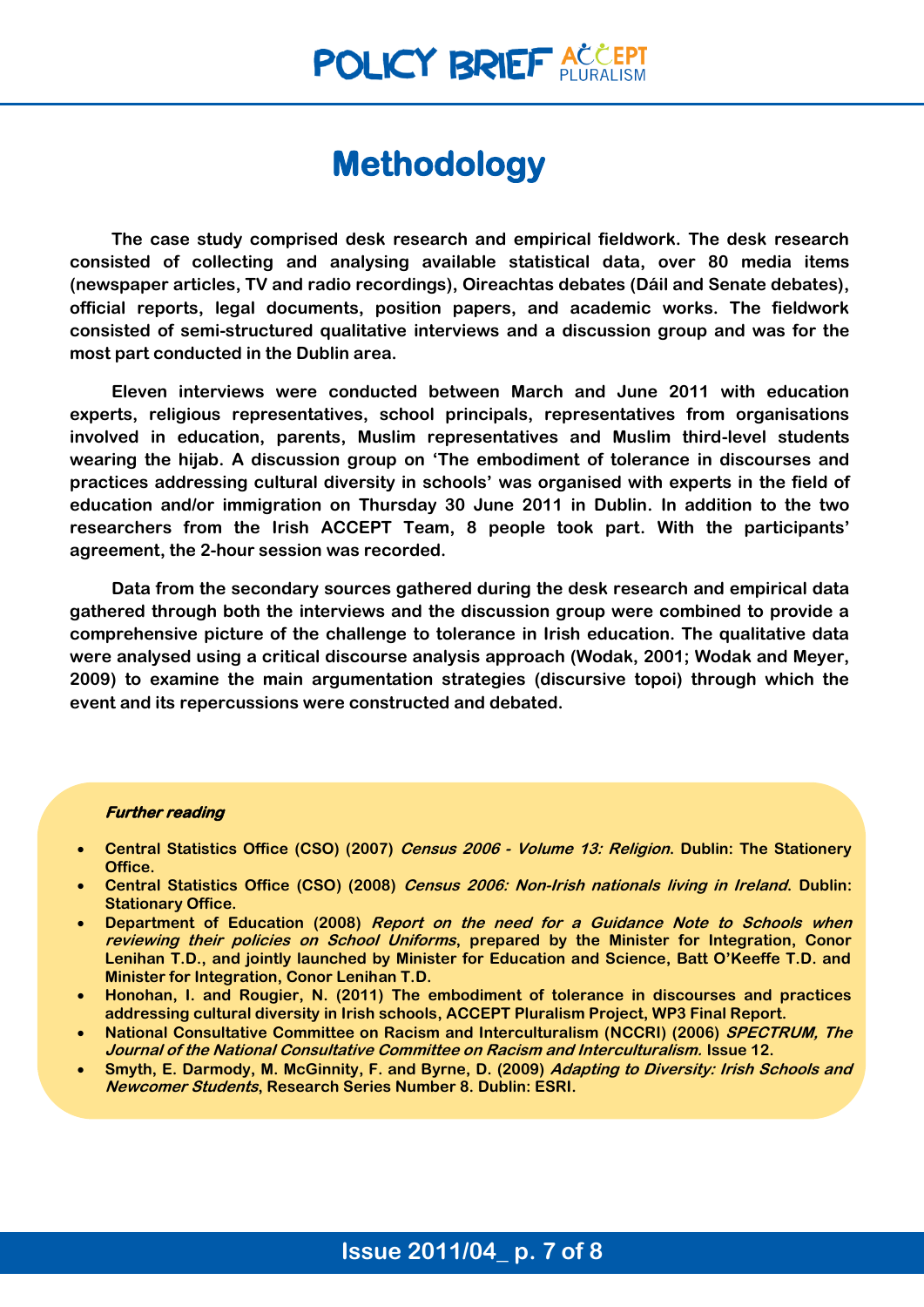# Methodology

The case study comprised desk research and empirical fieldwork. The desk research consisted of collecting and analysing available statistical data, over 80 media items (newspaper articles, TV and radio recordings), Oireachtas debates (Dáil and Senate debates), official reports, legal documents, position papers, and academic works. The fieldwork consisted of semi-structured qualitative interviews and a discussion group and was for the most part conducted in the Dublin area.

Eleven interviews were conducted between March and June 2011 with education experts, religious representatives, school principals, representatives from organisations involved in education, parents, Muslim representatives and Muslim third-level students wearing the hijab. A discussion group on 'The embodiment of tolerance in discourses and practices addressing cultural diversity in schools' was organised with experts in the field of education and/or immigration on Thursday 30 June 2011 in Dublin. In addition to the two researchers from the Irish ACCEPT Team, 8 people took part. With the participants' agreement, the 2-hour session was recorded.

Data from the secondary sources gathered during the desk research and empirical data gathered through both the interviews and the discussion group were combined to provide a comprehensive picture of the challenge to tolerance in Irish education. The qualitative data were analysed using a critical discourse analysis approach (Wodak, 2001; Wodak and Meyer, 2009) to examine the main argumentation strategies (discursive topoi) through which the event and its repercussions were constructed and debated.

***Further reading***

- Central Statistics Office (CSO) (2007) *Census 2006 - Volume 13: Religion*. Dublin: The Stationery Office.
- Central Statistics Office (CSO) (2008) *Census 2006: Non-Irish nationals living in Ireland*. Dublin: Stationary Office.
- Department of Education (2008) *Report on the need for a Guidance Note to Schools when reviewing their policies on School Uniforms*, prepared by the Minister for Integration, Conor Lenihan T.D., and jointly launched by Minister for Education and Science, Batt O'Keeffe T.D. and Minister for Integration, Conor Lenihan T.D.
- Honohan, I. and Rougier, N. (2011) The embodiment of tolerance in discourses and practices addressing cultural diversity in Irish schools, ACCEPT Pluralism Project, WP3 Final Report.
- National Consultative Committee on Racism and Interculturalism (NCCRI) (2006) *SPECTRUM, The Journal of the National Consultative Committee on Racism and Interculturalism.* Issue 12.
- Smyth, E. Darmody, M. McGinnity, F. and Byrne, D. (2009) *Adapting to Diversity: Irish Schools and Newcomer Students*, Research Series Number 8. Dublin: ESRI.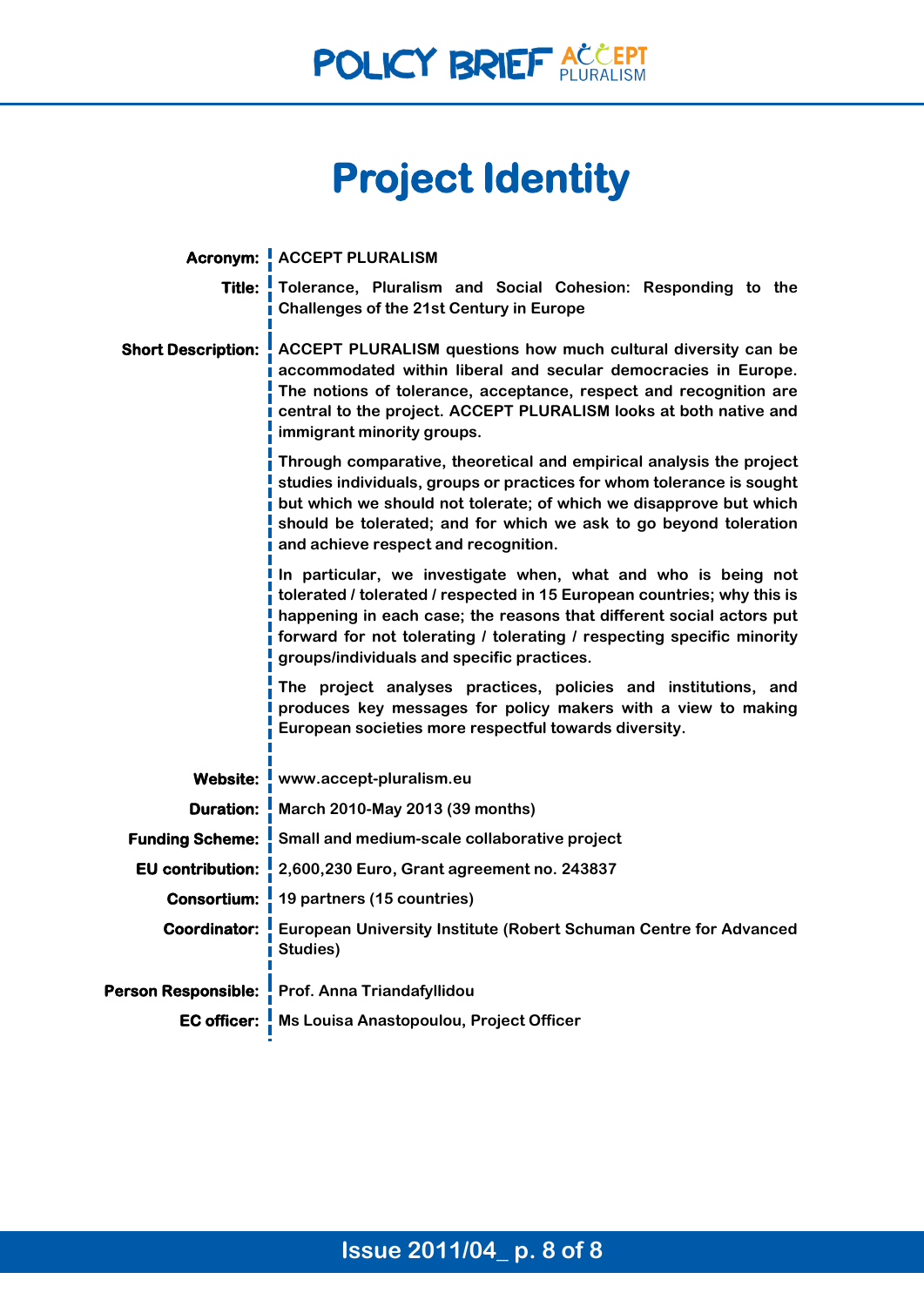# Project Identity

| | |
|---|---|
| **Acronym:** | ACCEPT PLURALISM |
| **Title:** | Tolerance, Pluralism and Social Cohesion: Responding to the Challenges of the 21st Century in Europe |
| **Short Description:** | ACCEPT PLURALISM questions how much cultural diversity can be accommodated within liberal and secular democracies in Europe. The notions of tolerance, acceptance, respect and recognition are central to the project. ACCEPT PLURALISM looks at both native and immigrant minority groups. |
| | Through comparative, theoretical and empirical analysis the project studies individuals, groups or practices for whom tolerance is sought but which we should not tolerate; of which we disapprove but which should be tolerated; and for which we ask to go beyond toleration and achieve respect and recognition. |
| | In particular, we investigate when, what and who is being not tolerated / tolerated / respected in 15 European countries; why this is happening in each case; the reasons that different social actors put forward for not tolerating / tolerating / respecting specific minority groups/individuals and specific practices. |
| | The project analyses practices, policies and institutions, and produces key messages for policy makers with a view to making European societies more respectful towards diversity. |
| **Website:** | www.accept-pluralism.eu |
| **Duration:** | March 2010-May 2013 (39 months) |
| **Funding Scheme:** | Small and medium-scale collaborative project |
| **EU contribution:** | 2,600,230 Euro, Grant agreement no. 243837 |
| **Consortium:** | 19 partners (15 countries) |
| **Coordinator:** | European University Institute (Robert Schuman Centre for Advanced Studies) |
| **Person Responsible:** | Prof. Anna Triandafyllidou |
| **EC officer:** | Ms Louisa Anastopoulou, Project Officer |